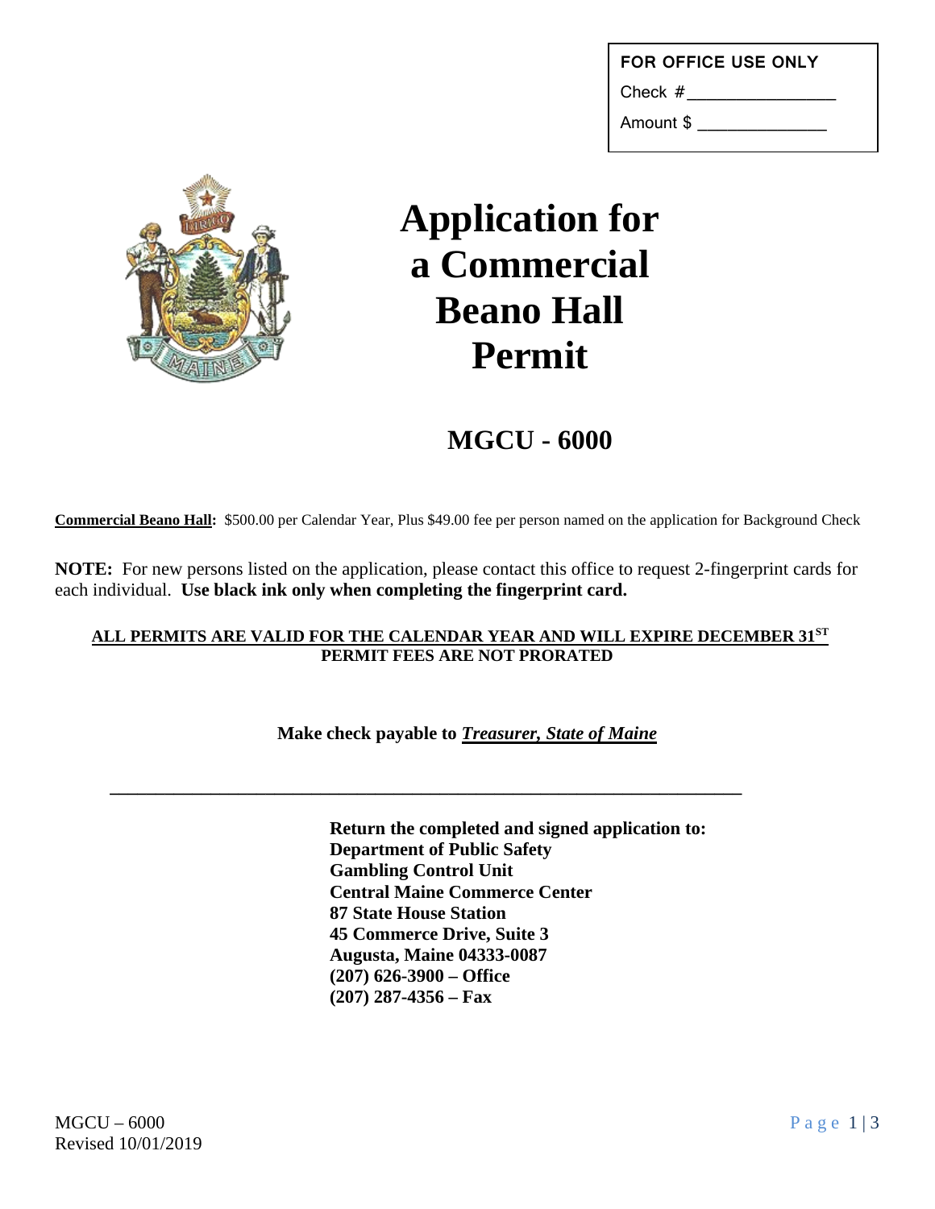**FOR OFFICE USE ONLY**

Check # _______________

Amount $ _______________

# Application for a Commercial Beano Hall Permit

## MGCU - 6000

**Commercial Beano Hall:** $500.00 per Calendar Year, Plus $49.00 fee per person named on the application for Background Check

**NOTE:** For new persons listed on the application, please contact this office to request 2-fingerprint cards for each individual. **Use black ink only when completing the fingerprint card.**

**ALL PERMITS ARE VALID FOR THE CALENDAR YEAR AND WILL EXPIRE DECEMBER 31ST**
**PERMIT FEES ARE NOT PRORATED**

**Make check payable to *Treasurer, State of Maine***

---

**Return the completed and signed application to:**
**Department of Public Safety**
**Gambling Control Unit**
**Central Maine Commerce Center**
**87 State House Station**
**45 Commerce Drive, Suite 3**
**Augusta, Maine 04333-0087**
**(207) 626-3900 – Office**
**(207) 287-4356 – Fax**

MGCU – 6000
Revised 10/01/2019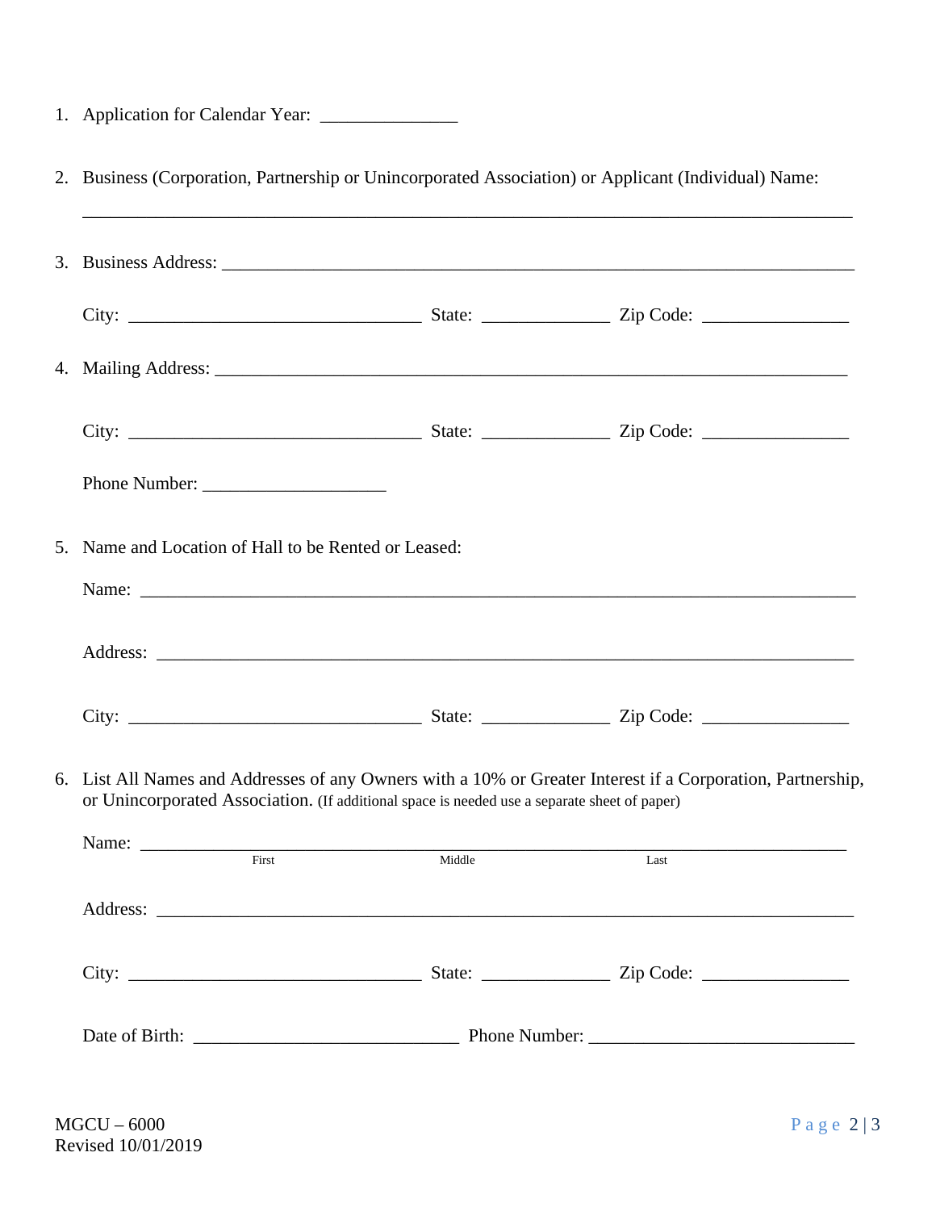1. Application for Calendar Year: _______________

2. Business (Corporation, Partnership or Unincorporated Association) or Applicant (Individual) Name:

   _____________________________________________________________________________

3. Business Address: ________________________________________________________________

   City: _________________________________ State: ______________ Zip Code: ________________

4. Mailing Address: ________________________________________________________________

   City: _________________________________ State: ______________ Zip Code: ________________

   Phone Number: ____________________

5. Name and Location of Hall to be Rented or Leased:

   Name: _____________________________________________________________________________

   Address: ___________________________________________________________________________

   City: _________________________________ State: ______________ Zip Code: ________________

6. List All Names and Addresses of any Owners with a 10% or Greater Interest if a Corporation, Partnership, or Unincorporated Association. (If additional space is needed use a separate sheet of paper)

   Name: _____________________________________________________________________________
   First Middle Last

   Address: ___________________________________________________________________________

   City: _________________________________ State: ______________ Zip Code: ________________

   Date of Birth: _____________________________ Phone Number: _____________________________

MGCU – 6000
Revised 10/01/2019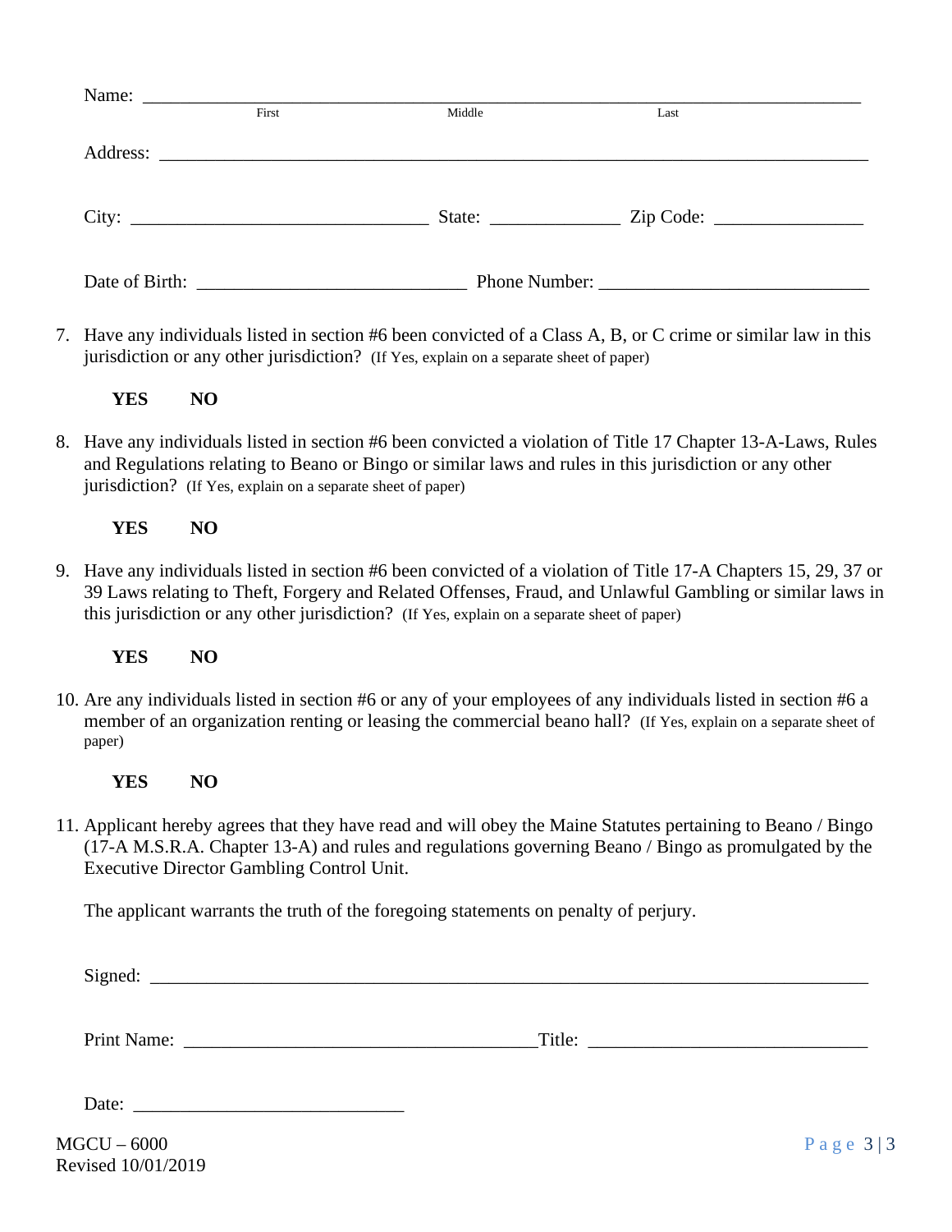Name: ___________________________________________________________________________
First Middle Last

Address: __________________________________________________________________________

City: _______________________________ State: _____________ Zip Code: _______________

Date of Birth: ____________________________ Phone Number: ____________________________

7. Have any individuals listed in section #6 been convicted of a Class A, B, or C crime or similar law in this jurisdiction or any other jurisdiction? (If Yes, explain on a separate sheet of paper)

   **YES** **NO**

8. Have any individuals listed in section #6 been convicted a violation of Title 17 Chapter 13-A-Laws, Rules and Regulations relating to Beano or Bingo or similar laws and rules in this jurisdiction or any other jurisdiction? (If Yes, explain on a separate sheet of paper)

   **YES** **NO**

9. Have any individuals listed in section #6 been convicted of a violation of Title 17-A Chapters 15, 29, 37 or 39 Laws relating to Theft, Forgery and Related Offenses, Fraud, and Unlawful Gambling or similar laws in this jurisdiction or any other jurisdiction? (If Yes, explain on a separate sheet of paper)

   **YES** **NO**

10. Are any individuals listed in section #6 or any of your employees of any individuals listed in section #6 a member of an organization renting or leasing the commercial beano hall? (If Yes, explain on a separate sheet of paper)

    **YES** **NO**

11. Applicant hereby agrees that they have read and will obey the Maine Statutes pertaining to Beano / Bingo (17-A M.S.R.A. Chapter 13-A) and rules and regulations governing Beano / Bingo as promulgated by the Executive Director Gambling Control Unit.

    The applicant warrants the truth of the foregoing statements on penalty of perjury.

    Signed: ___________________________________________________________________________

    Print Name: _____________________________________Title: ____________________________

    Date: ____________________________

MGCU – 6000
Revised 10/01/2019